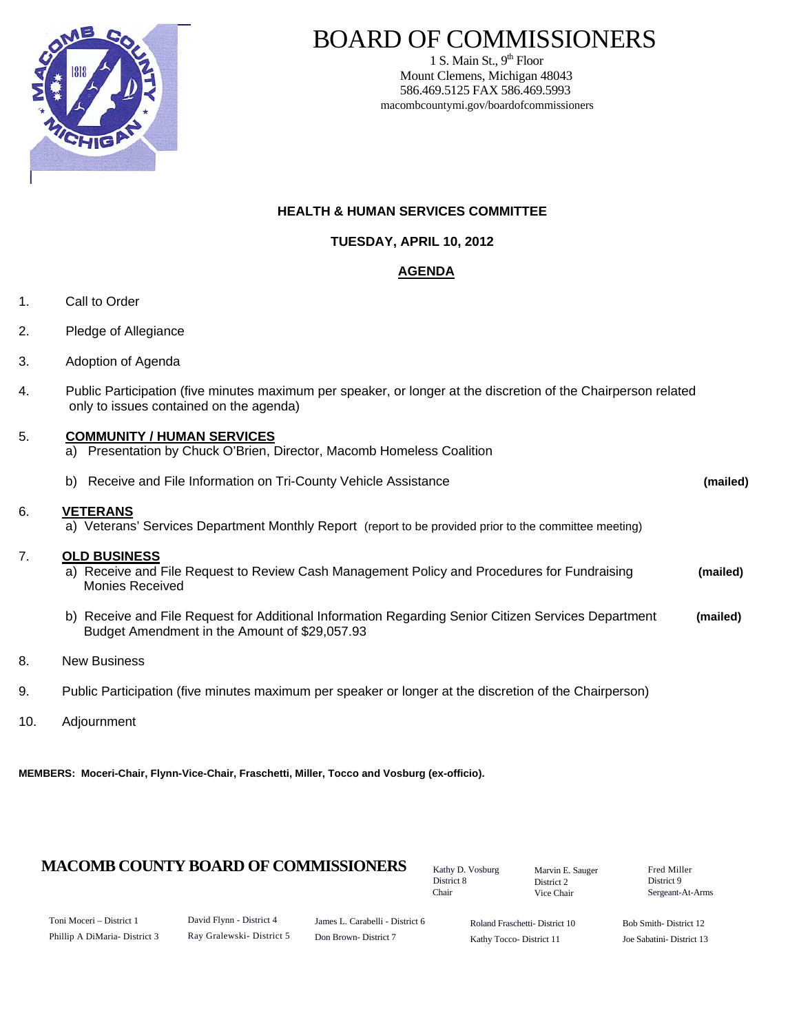# BOARD OF COMMISSIONERS

1 S. Main St., 9th Floor
Mount Clemens, Michigan 48043
586.469.5125 FAX 586.469.5993
macombcountymi.gov/boardofcommissioners

**HEALTH & HUMAN SERVICES COMMITTEE**

**TUESDAY, APRIL 10, 2012**

**AGENDA**

1. Call to Order

2. Pledge of Allegiance

3. Adoption of Agenda

4. Public Participation (five minutes maximum per speaker, or longer at the discretion of the Chairperson related only to issues contained on the agenda)

5. **COMMUNITY / HUMAN SERVICES**
   a) Presentation by Chuck O'Brien, Director, Macomb Homeless Coalition

   b) Receive and File Information on Tri-County Vehicle Assistance **(mailed)**

6. **VETERANS**
   a) Veterans' Services Department Monthly Report (report to be provided prior to the committee meeting)

7. **OLD BUSINESS**
   a) Receive and File Request to Review Cash Management Policy and Procedures for Fundraising Monies Received **(mailed)**

   b) Receive and File Request for Additional Information Regarding Senior Citizen Services Department Budget Amendment in the Amount of $29,057.93 **(mailed)**

8. New Business

9. Public Participation (five minutes maximum per speaker or longer at the discretion of the Chairperson)

10. Adjournment

**MEMBERS: Moceri-Chair, Flynn-Vice-Chair, Fraschetti, Miller, Tocco and Vosburg (ex-officio).**

**MACOMB COUNTY BOARD OF COMMISSIONERS**

Kathy D. Vosburg, District 8, Chair
Marvin E. Sauger, District 2, Vice Chair
Fred Miller, District 9, Sergeant-At-Arms

Toni Moceri – District 1
Phillip A DiMaria- District 3
David Flynn - District 4
Ray Gralewski- District 5
James L. Carabelli - District 6
Don Brown- District 7
Roland Fraschetti- District 10
Kathy Tocco- District 11
Bob Smith- District 12
Joe Sabatini- District 13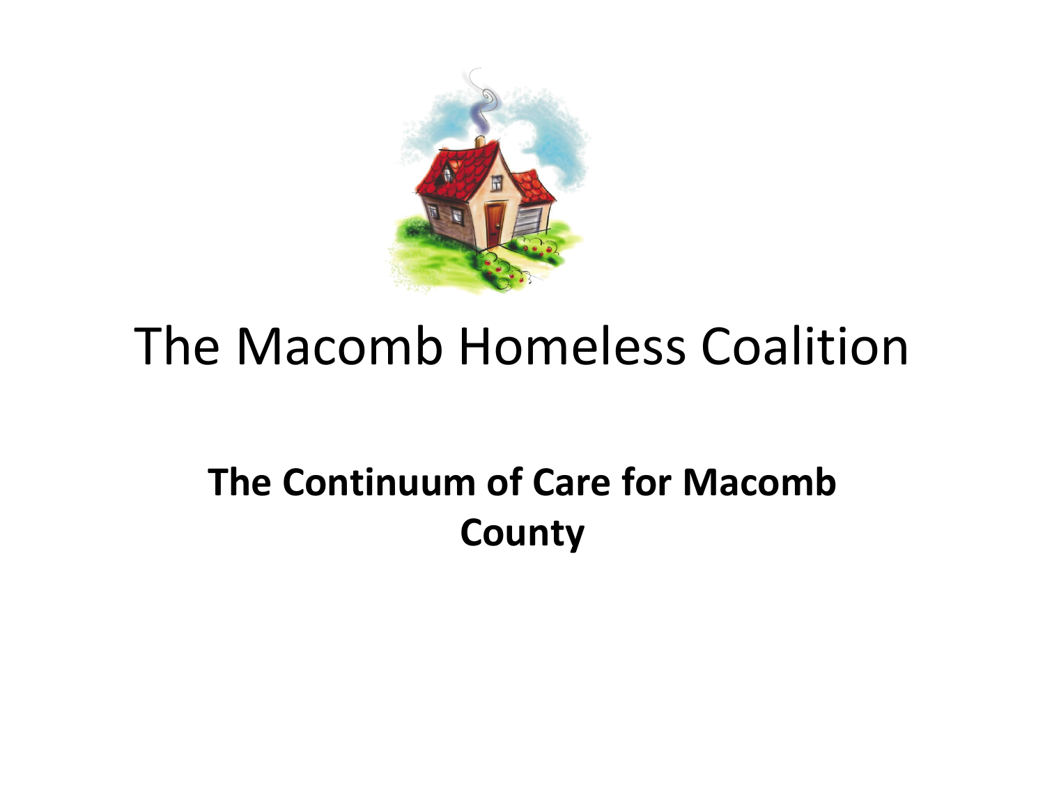# The Macomb Homeless Coalition

**The Continuum of Care for Macomb County**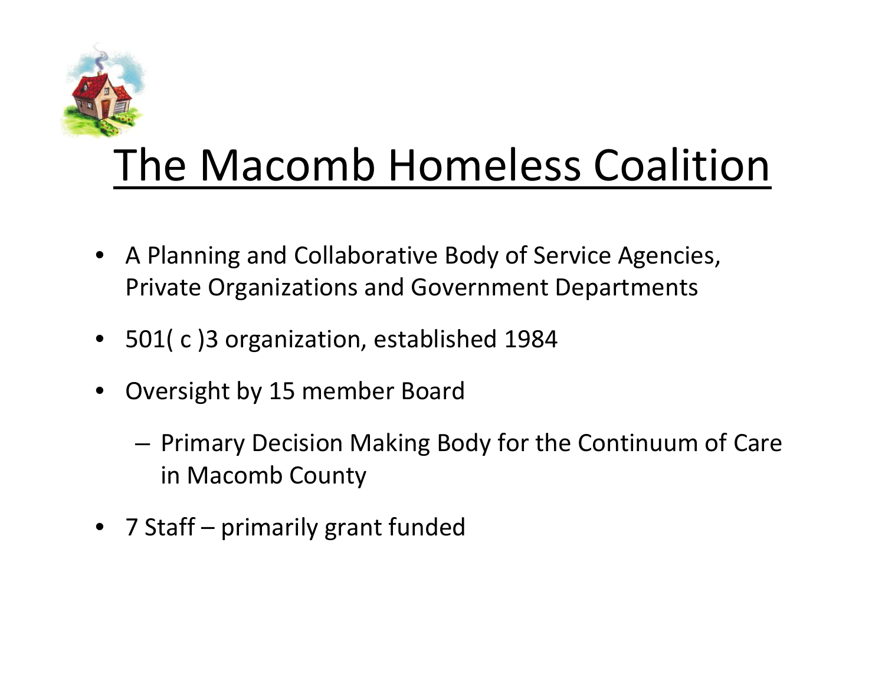# The Macomb Homeless Coalition

- A Planning and Collaborative Body of Service Agencies, Private Organizations and Government Departments
- 501( c )3 organization, established 1984
- Oversight by 15 member Board
  - Primary Decision Making Body for the Continuum of Care in Macomb County
- 7 Staff – primarily grant funded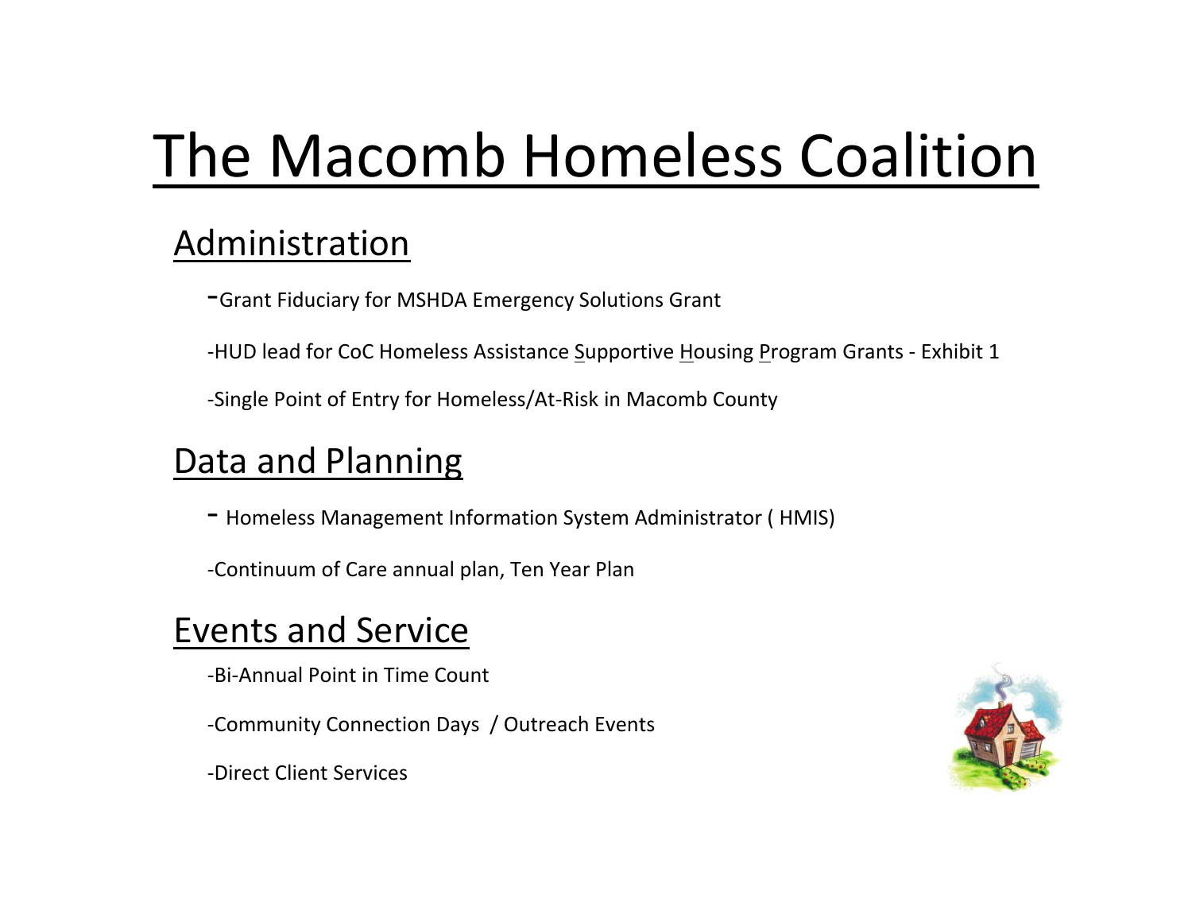# The Macomb Homeless Coalition

## Administration

-Grant Fiduciary for MSHDA Emergency Solutions Grant

-HUD lead for CoC Homeless Assistance Supportive Housing Program Grants - Exhibit 1

-Single Point of Entry for Homeless/At-Risk in Macomb County

## Data and Planning

- Homeless Management Information System Administrator ( HMIS)

-Continuum of Care annual plan, Ten Year Plan

## Events and Service

-Bi-Annual Point in Time Count

-Community Connection Days / Outreach Events

-Direct Client Services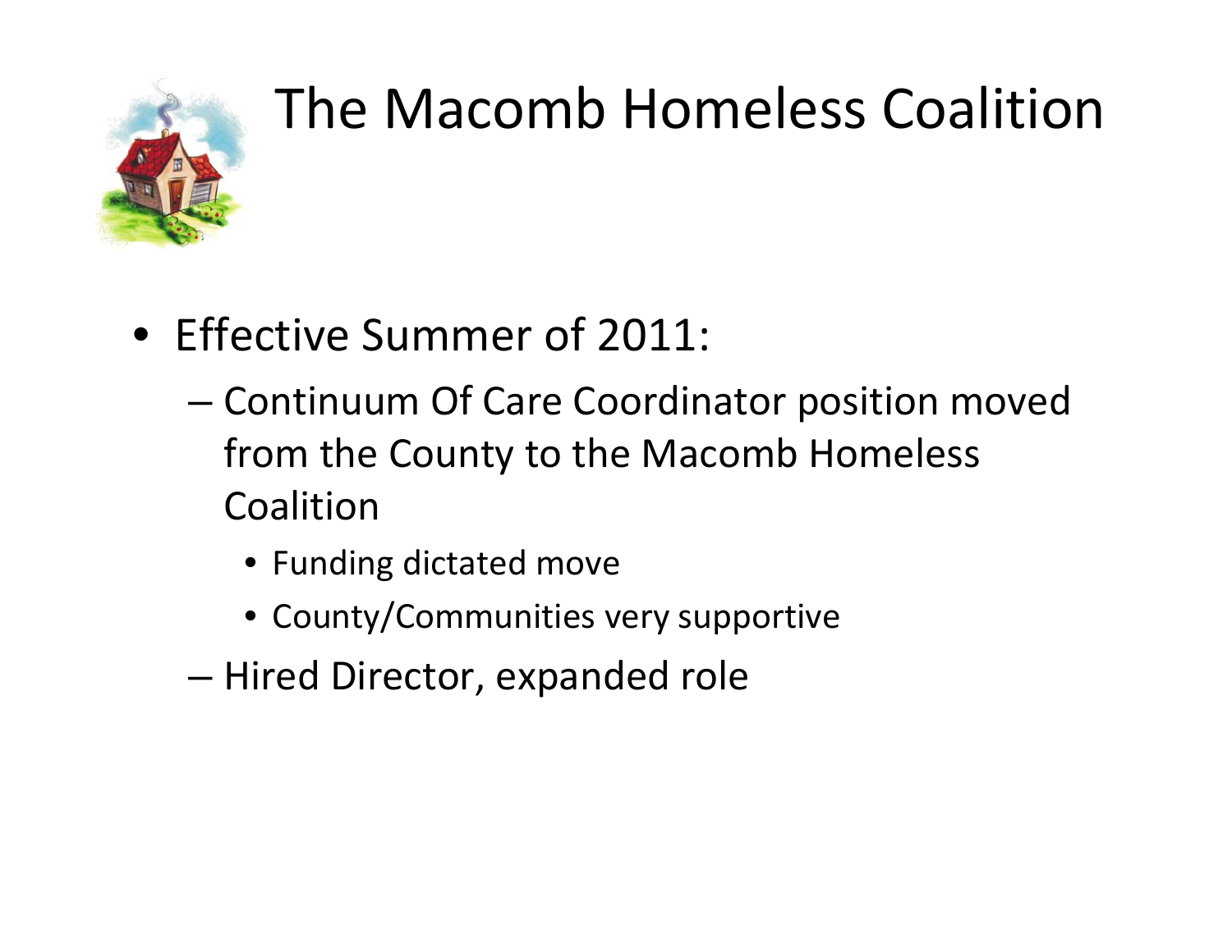# The Macomb Homeless Coalition

- Effective Summer of 2011:
  - Continuum Of Care Coordinator position moved from the County to the Macomb Homeless Coalition
    - Funding dictated move
    - County/Communities very supportive
  - Hired Director, expanded role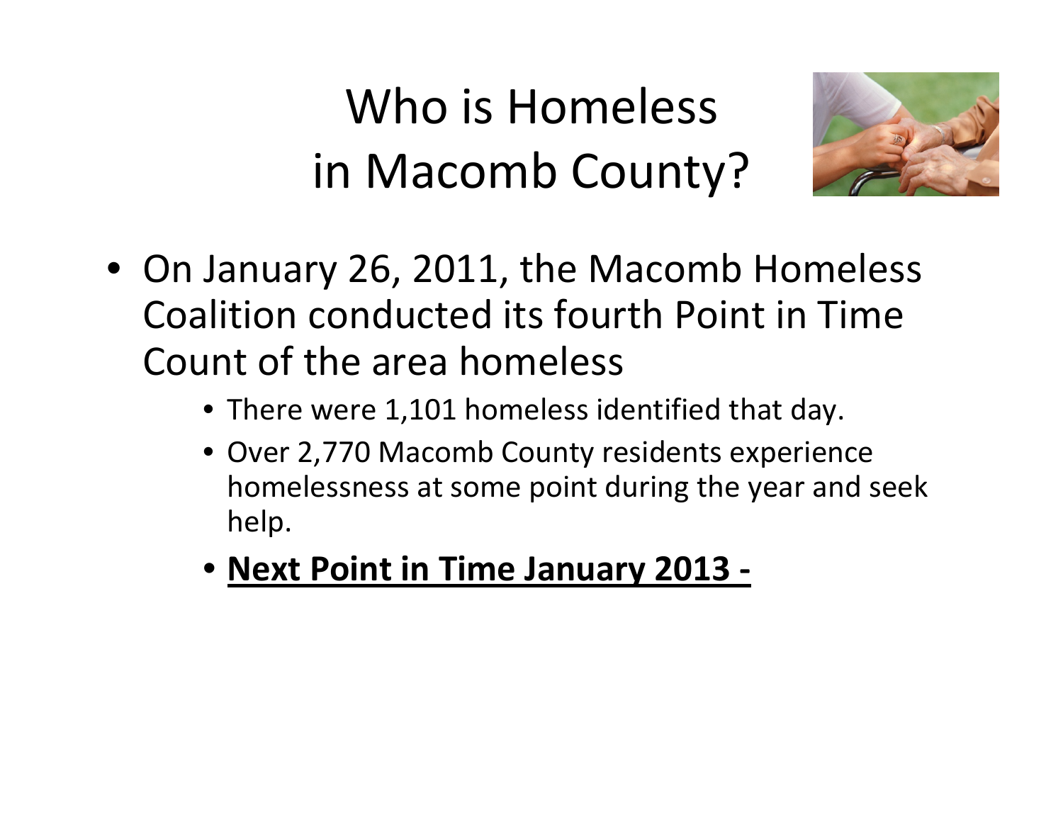# Who is Homeless in Macomb County?

- On January 26, 2011, the Macomb Homeless Coalition conducted its fourth Point in Time Count of the area homeless
  - There were 1,101 homeless identified that day.
  - Over 2,770 Macomb County residents experience homelessness at some point during the year and seek help.
  - **Next Point in Time January 2013 -**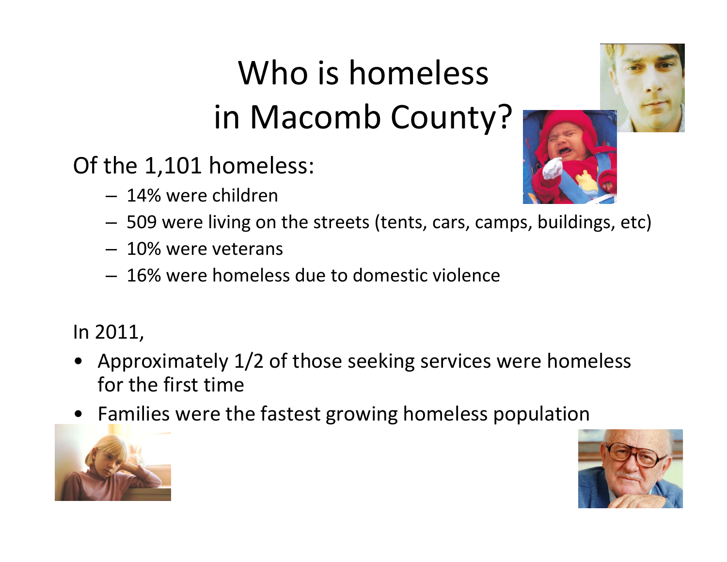# Who is homeless in Macomb County?

Of the 1,101 homeless:

- 14% were children
- 509 were living on the streets (tents, cars, camps, buildings, etc)
- 10% were veterans
- 16% were homeless due to domestic violence

In 2011,

- Approximately 1/2 of those seeking services were homeless for the first time
- Families were the fastest growing homeless population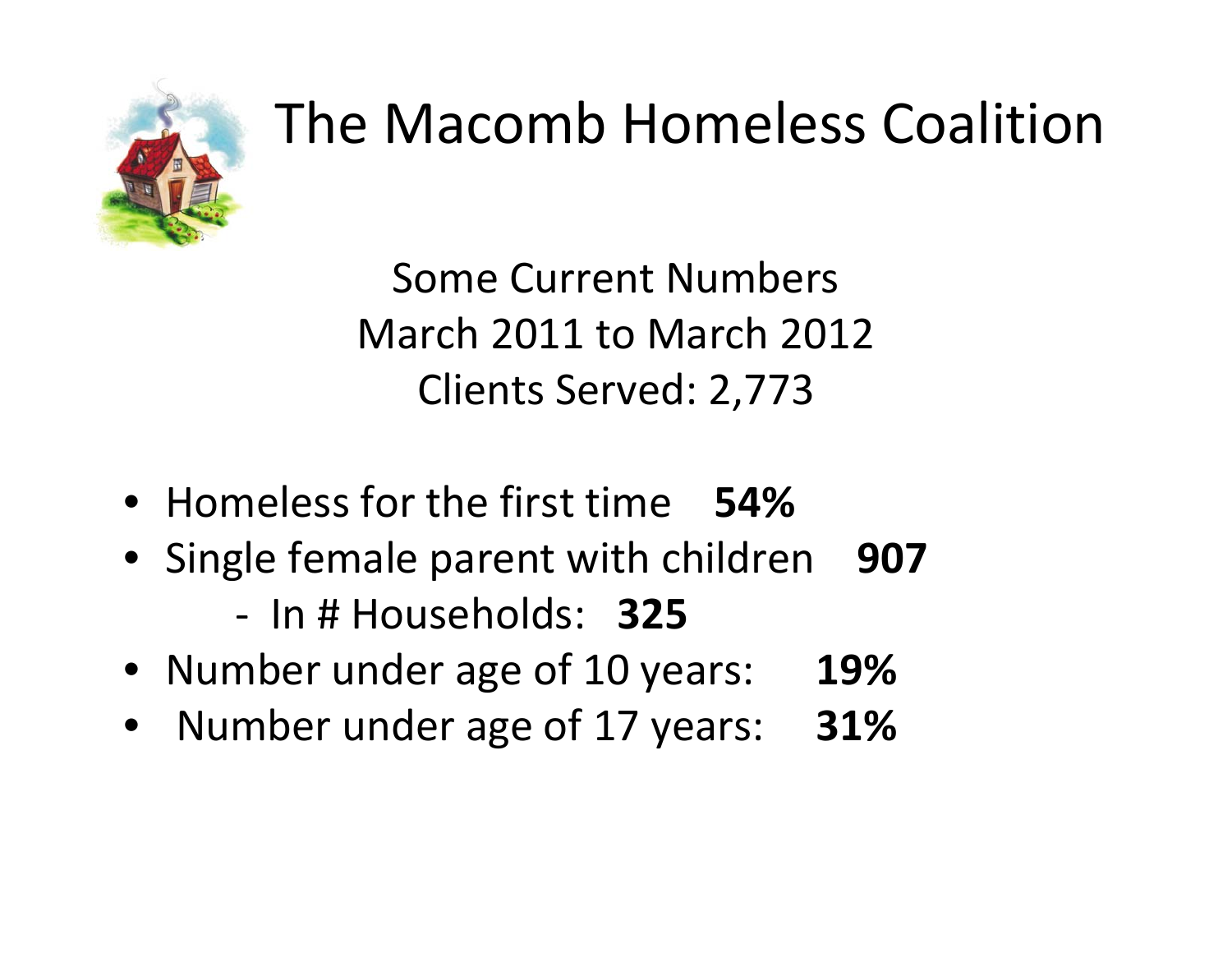# The Macomb Homeless Coalition

Some Current Numbers
March 2011 to March 2012
Clients Served: 2,773

- Homeless for the first time **54%**
- Single female parent with children **907**
  - In # Households: **325**
- Number under age of 10 years: **19%**
- Number under age of 17 years: **31%**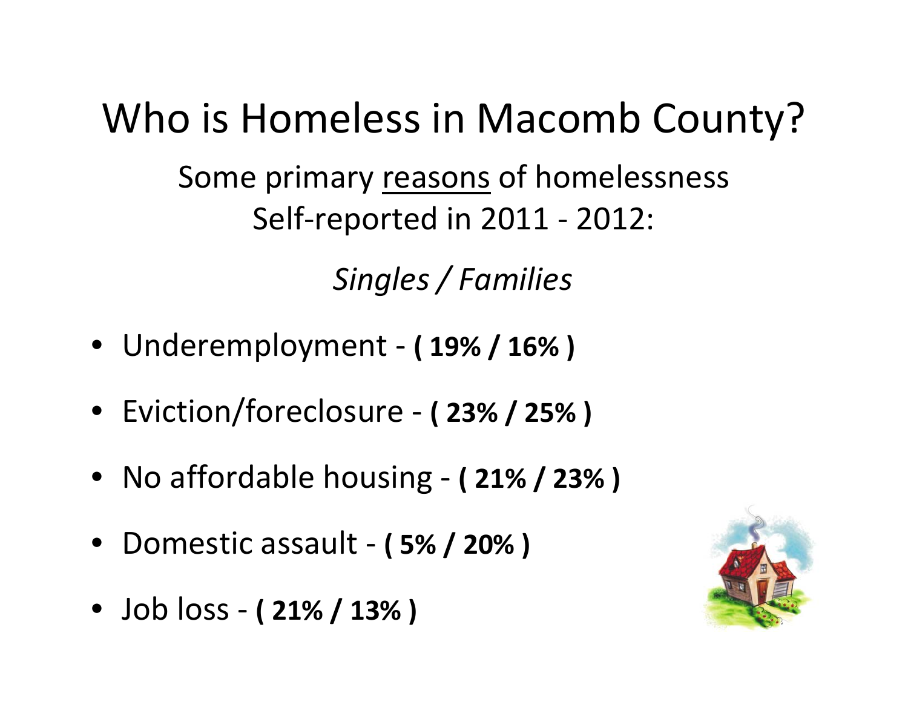# Who is Homeless in Macomb County?

Some primary <u>reasons</u> of homelessness
Self-reported in 2011 - 2012:

*Singles / Families*

- Underemployment - **( 19% / 16% )**
- Eviction/foreclosure - **( 23% / 25% )**
- No affordable housing - **( 21% / 23% )**
- Domestic assault - **( 5% / 20% )**
- Job loss - **( 21% / 13% )**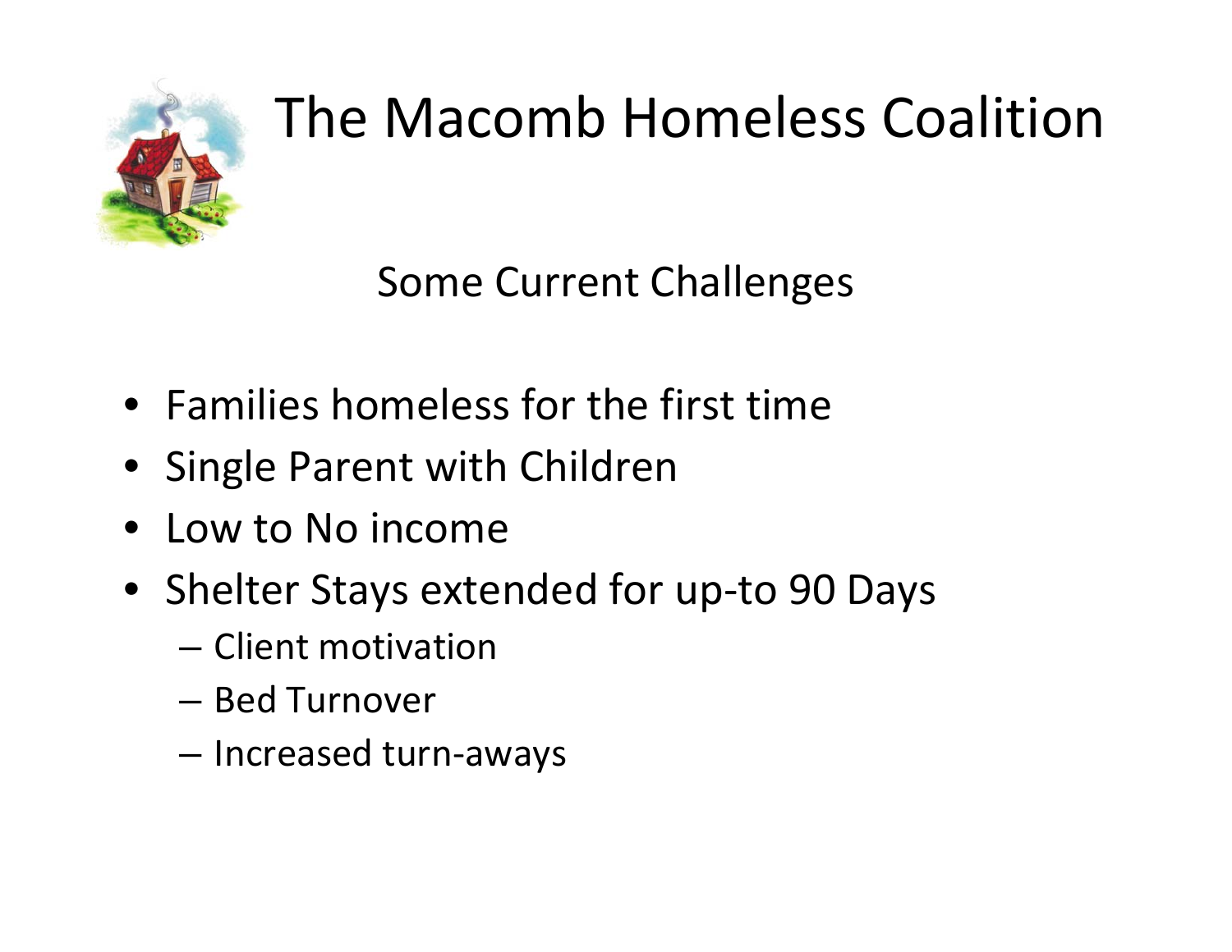# The Macomb Homeless Coalition

## Some Current Challenges

- Families homeless for the first time
- Single Parent with Children
- Low to No income
- Shelter Stays extended for up-to 90 Days
  - Client motivation
  - Bed Turnover
  - Increased turn-aways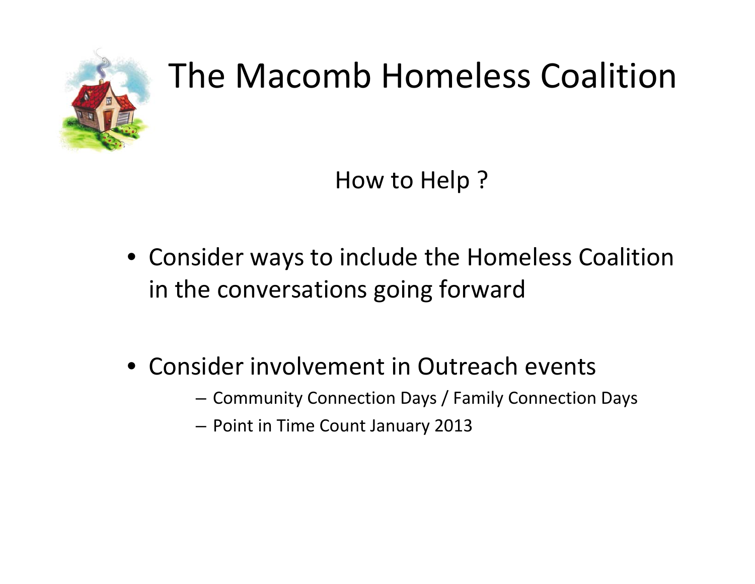# The Macomb Homeless Coalition

## How to Help ?

- Consider ways to include the Homeless Coalition in the conversations going forward
- Consider involvement in Outreach events
  - Community Connection Days / Family Connection Days
  - Point in Time Count January 2013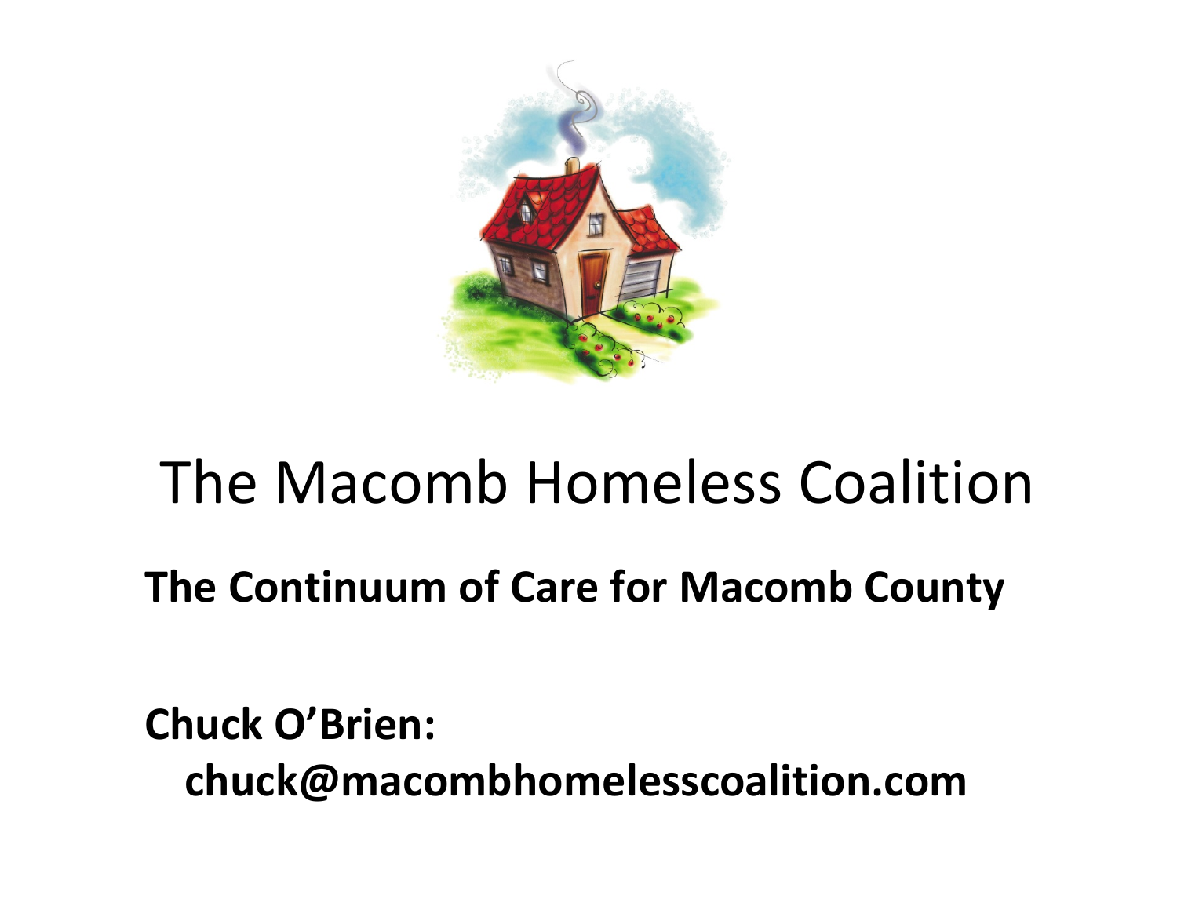# The Macomb Homeless Coalition

**The Continuum of Care for Macomb County**

**Chuck O'Brien:**
**chuck@macombhomelesscoalition.com**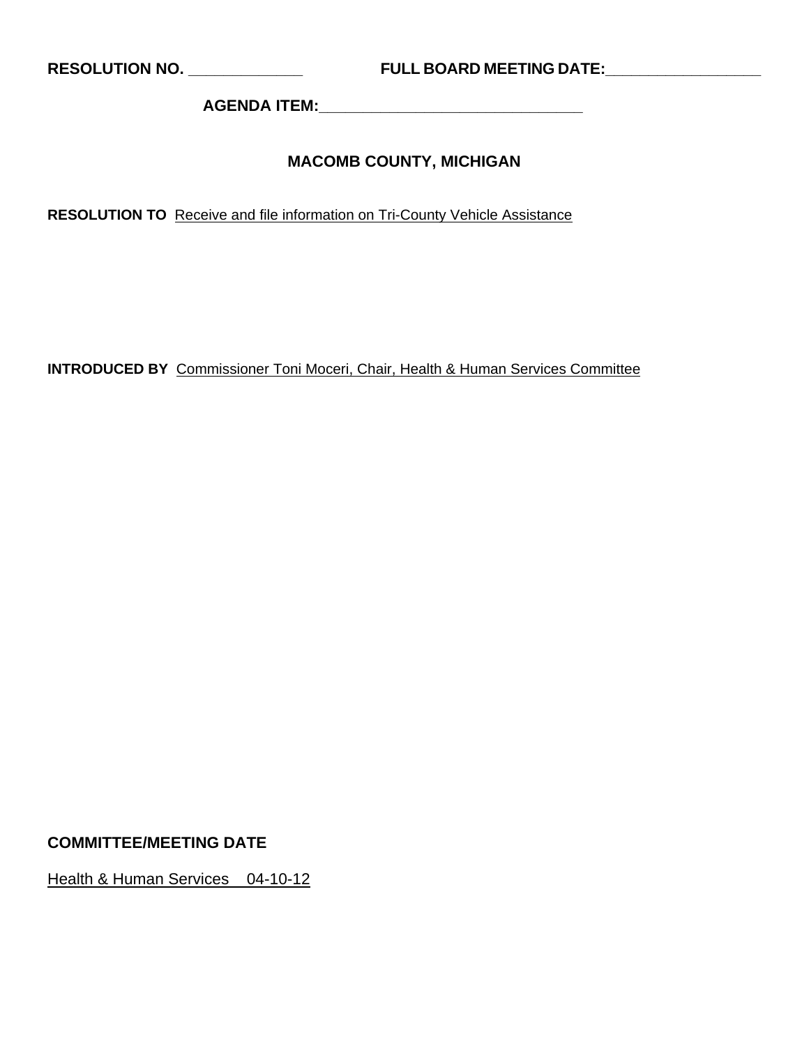**RESOLUTION NO.** _____________ **FULL BOARD MEETING DATE:**__________________

**AGENDA ITEM:**_______________________________

## MACOMB COUNTY, MICHIGAN

**RESOLUTION TO** Receive and file information on Tri-County Vehicle Assistance

**INTRODUCED BY** Commissioner Toni Moceri, Chair, Health & Human Services Committee

**COMMITTEE/MEETING DATE**

Health & Human Services 04-10-12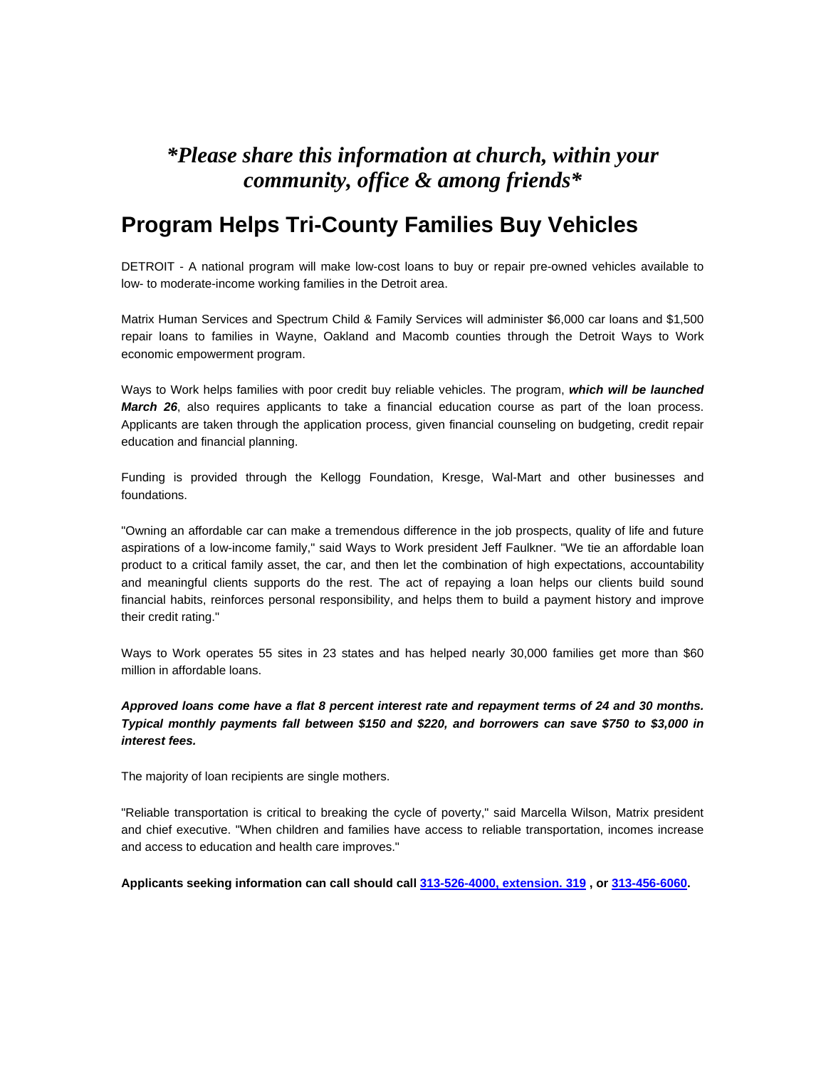***Please share this information at church, within your community, office & among friends***

# Program Helps Tri-County Families Buy Vehicles

DETROIT - A national program will make low-cost loans to buy or repair pre-owned vehicles available to low- to moderate-income working families in the Detroit area.

Matrix Human Services and Spectrum Child & Family Services will administer $6,000 car loans and $1,500 repair loans to families in Wayne, Oakland and Macomb counties through the Detroit Ways to Work economic empowerment program.

Ways to Work helps families with poor credit buy reliable vehicles. The program, ***which will be launched March 26***, also requires applicants to take a financial education course as part of the loan process. Applicants are taken through the application process, given financial counseling on budgeting, credit repair education and financial planning.

Funding is provided through the Kellogg Foundation, Kresge, Wal-Mart and other businesses and foundations.

"Owning an affordable car can make a tremendous difference in the job prospects, quality of life and future aspirations of a low-income family," said Ways to Work president Jeff Faulkner. "We tie an affordable loan product to a critical family asset, the car, and then let the combination of high expectations, accountability and meaningful clients supports do the rest. The act of repaying a loan helps our clients build sound financial habits, reinforces personal responsibility, and helps them to build a payment history and improve their credit rating."

Ways to Work operates 55 sites in 23 states and has helped nearly 30,000 families get more than $60 million in affordable loans.

***Approved loans come have a flat 8 percent interest rate and repayment terms of 24 and 30 months. Typical monthly payments fall between $150 and $220, and borrowers can save $750 to $3,000 in interest fees.***

The majority of loan recipients are single mothers.

"Reliable transportation is critical to breaking the cycle of poverty," said Marcella Wilson, Matrix president and chief executive. "When children and families have access to reliable transportation, incomes increase and access to education and health care improves."

**Applicants seeking information can call should call 313-526-4000, extension. 319 , or 313-456-6060.**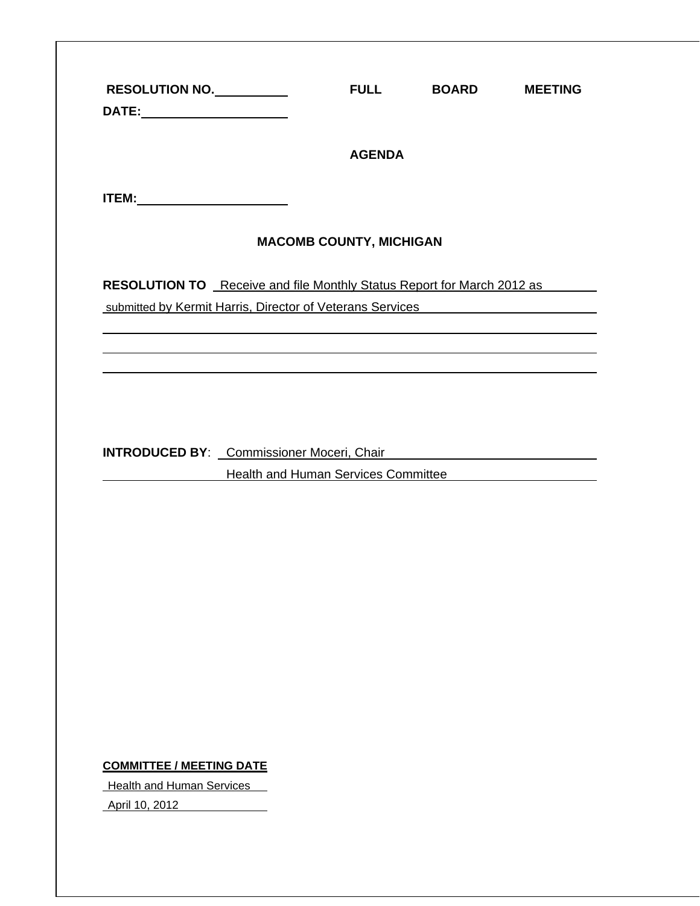**RESOLUTION NO.** ____________ **FULL BOARD MEETING DATE:** ____________

**AGENDA ITEM:** ____________

**MACOMB COUNTY, MICHIGAN**

**RESOLUTION TO** Receive and file Monthly Status Report for March 2012 as submitted by Kermit Harris, Director of Veterans Services

**INTRODUCED BY**: Commissioner Moceri, Chair
Health and Human Services Committee

**COMMITTEE / MEETING DATE**

Health and Human Services
April 10, 2012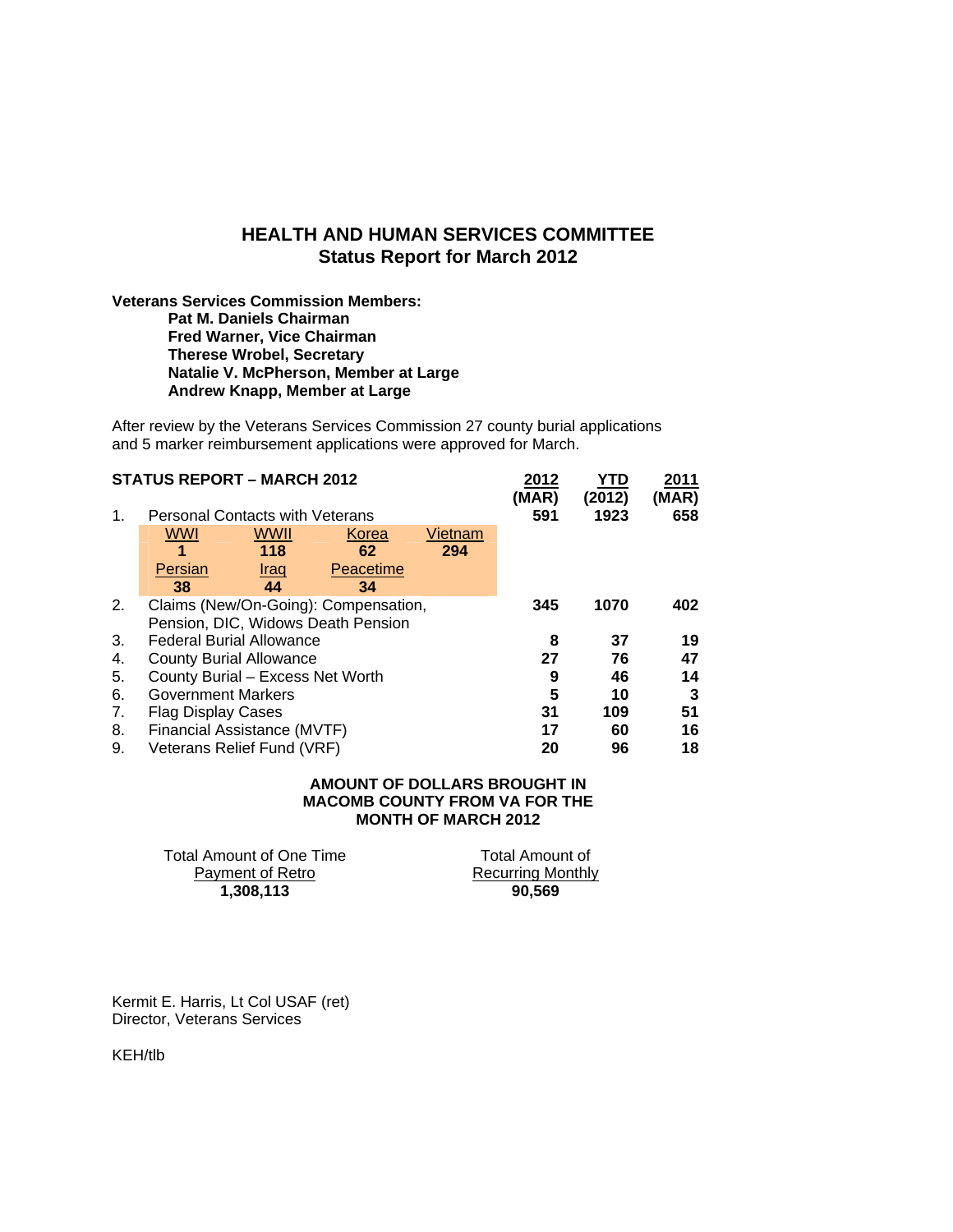## HEALTH AND HUMAN SERVICES COMMITTEE
## Status Report for March 2012

**Veterans Services Commission Members:**

**Pat M. Daniels Chairman**
**Fred Warner, Vice Chairman**
**Therese Wrobel, Secretary**
**Natalie V. McPherson, Member at Large**
**Andrew Knapp, Member at Large**

After review by the Veterans Services Commission 27 county burial applications and 5 marker reimbursement applications were approved for March.

| **STATUS REPORT – MARCH 2012** | | **2012 (MAR)** | **YTD (2012)** | **2011 (MAR)** |
|---|---|---|---|---|
| 1. | Personal Contacts with Veterans | **591** | **1923** | **658** |
| | WWI **1** · WWII **118** · Korea **62** · Vietnam **294** · Persian **38** · Iraq **44** · Peacetime **34** | | | |
| 2. | Claims (New/On-Going): Compensation, Pension, DIC, Widows Death Pension | **345** | **1070** | **402** |
| 3. | Federal Burial Allowance | **8** | **37** | **19** |
| 4. | County Burial Allowance | **27** | **76** | **47** |
| 5. | County Burial – Excess Net Worth | **9** | **46** | **14** |
| 6. | Government Markers | **5** | **10** | **3** |
| 7. | Flag Display Cases | **31** | **109** | **51** |
| 8. | Financial Assistance (MVTF) | **17** | **60** | **16** |
| 9. | Veterans Relief Fund (VRF) | **20** | **96** | **18** |

**AMOUNT OF DOLLARS BROUGHT IN MACOMB COUNTY FROM VA FOR THE MONTH OF MARCH 2012**

| Total Amount of One Time Payment of Retro | Total Amount of Recurring Monthly |
|---|---|
| **1,308,113** | **90,569** |

Kermit E. Harris, Lt Col USAF (ret)
Director, Veterans Services

KEH/tlb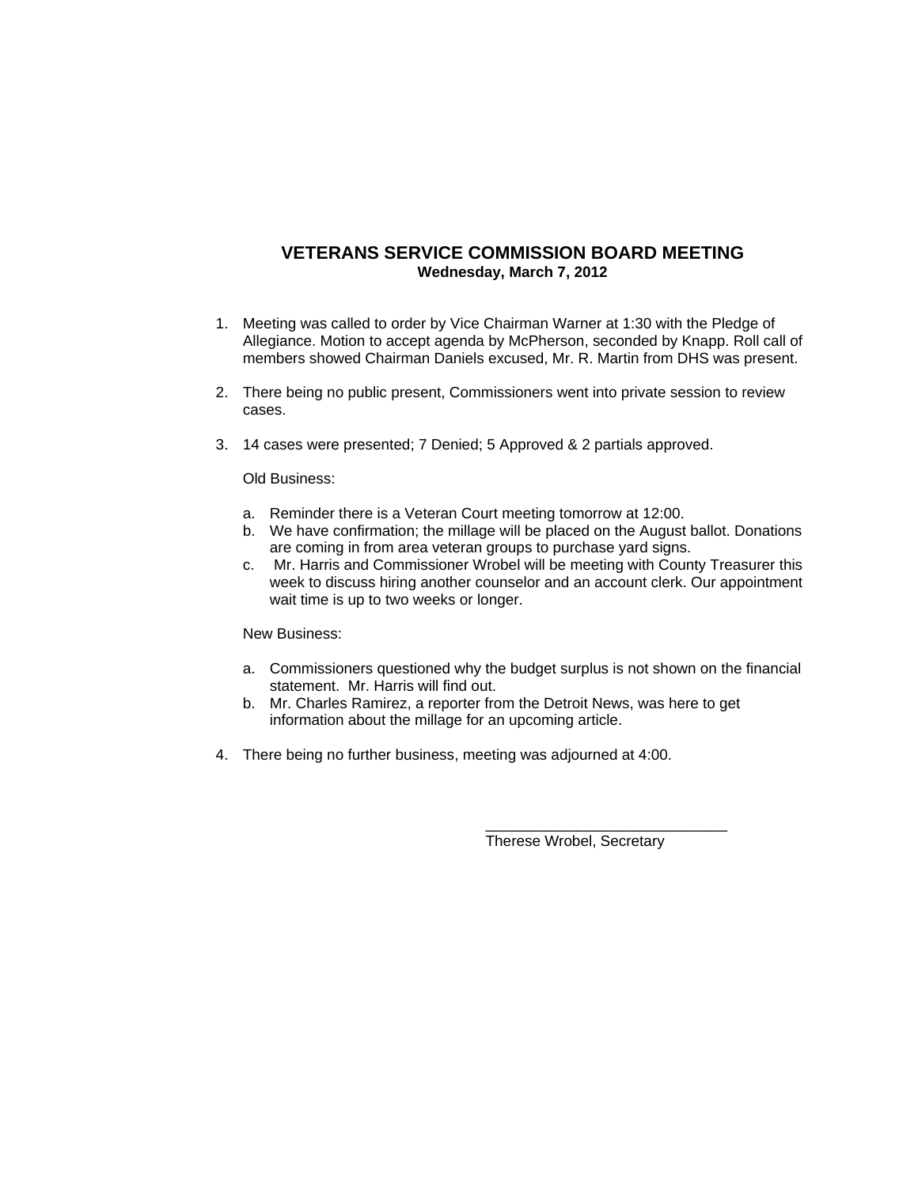# VETERANS SERVICE COMMISSION BOARD MEETING

**Wednesday, March 7, 2012**

1. Meeting was called to order by Vice Chairman Warner at 1:30 with the Pledge of Allegiance. Motion to accept agenda by McPherson, seconded by Knapp. Roll call of members showed Chairman Daniels excused, Mr. R. Martin from DHS was present.

2. There being no public present, Commissioners went into private session to review cases.

3. 14 cases were presented; 7 Denied; 5 Approved & 2 partials approved.

   Old Business:

   a. Reminder there is a Veteran Court meeting tomorrow at 12:00.
   b. We have confirmation; the millage will be placed on the August ballot. Donations are coming in from area veteran groups to purchase yard signs.
   c. Mr. Harris and Commissioner Wrobel will be meeting with County Treasurer this week to discuss hiring another counselor and an account clerk. Our appointment wait time is up to two weeks or longer.

   New Business:

   a. Commissioners questioned why the budget surplus is not shown on the financial statement. Mr. Harris will find out.
   b. Mr. Charles Ramirez, a reporter from the Detroit News, was here to get information about the millage for an upcoming article.

4. There being no further business, meeting was adjourned at 4:00.

\_\_\_\_\_\_\_\_\_\_\_\_\_\_\_\_\_\_\_\_\_\_\_\_\_\_\_\_\_\_

Therese Wrobel, Secretary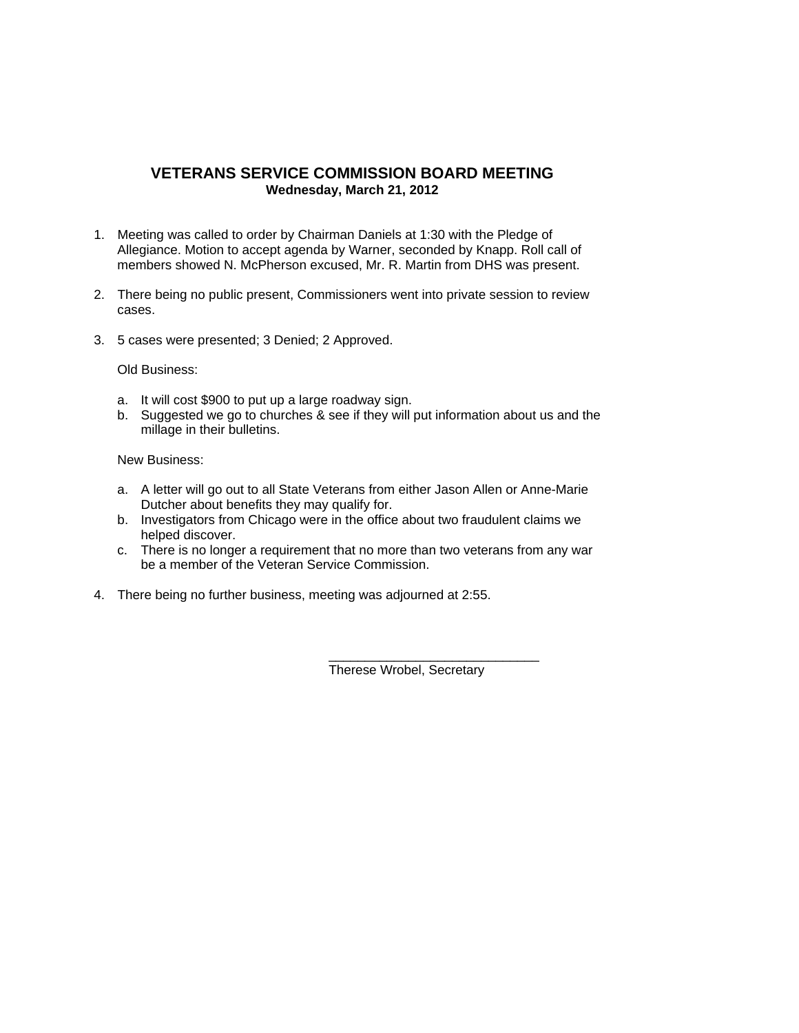# VETERANS SERVICE COMMISSION BOARD MEETING

**Wednesday, March 21, 2012**

1. Meeting was called to order by Chairman Daniels at 1:30 with the Pledge of Allegiance. Motion to accept agenda by Warner, seconded by Knapp. Roll call of members showed N. McPherson excused, Mr. R. Martin from DHS was present.

2. There being no public present, Commissioners went into private session to review cases.

3. 5 cases were presented; 3 Denied; 2 Approved.

   Old Business:

   a. It will cost $900 to put up a large roadway sign.
   b. Suggested we go to churches & see if they will put information about us and the millage in their bulletins.

   New Business:

   a. A letter will go out to all State Veterans from either Jason Allen or Anne-Marie Dutcher about benefits they may qualify for.
   b. Investigators from Chicago were in the office about two fraudulent claims we helped discover.
   c. There is no longer a requirement that no more than two veterans from any war be a member of the Veteran Service Commission.

4. There being no further business, meeting was adjourned at 2:55.

_____________________________

Therese Wrobel, Secretary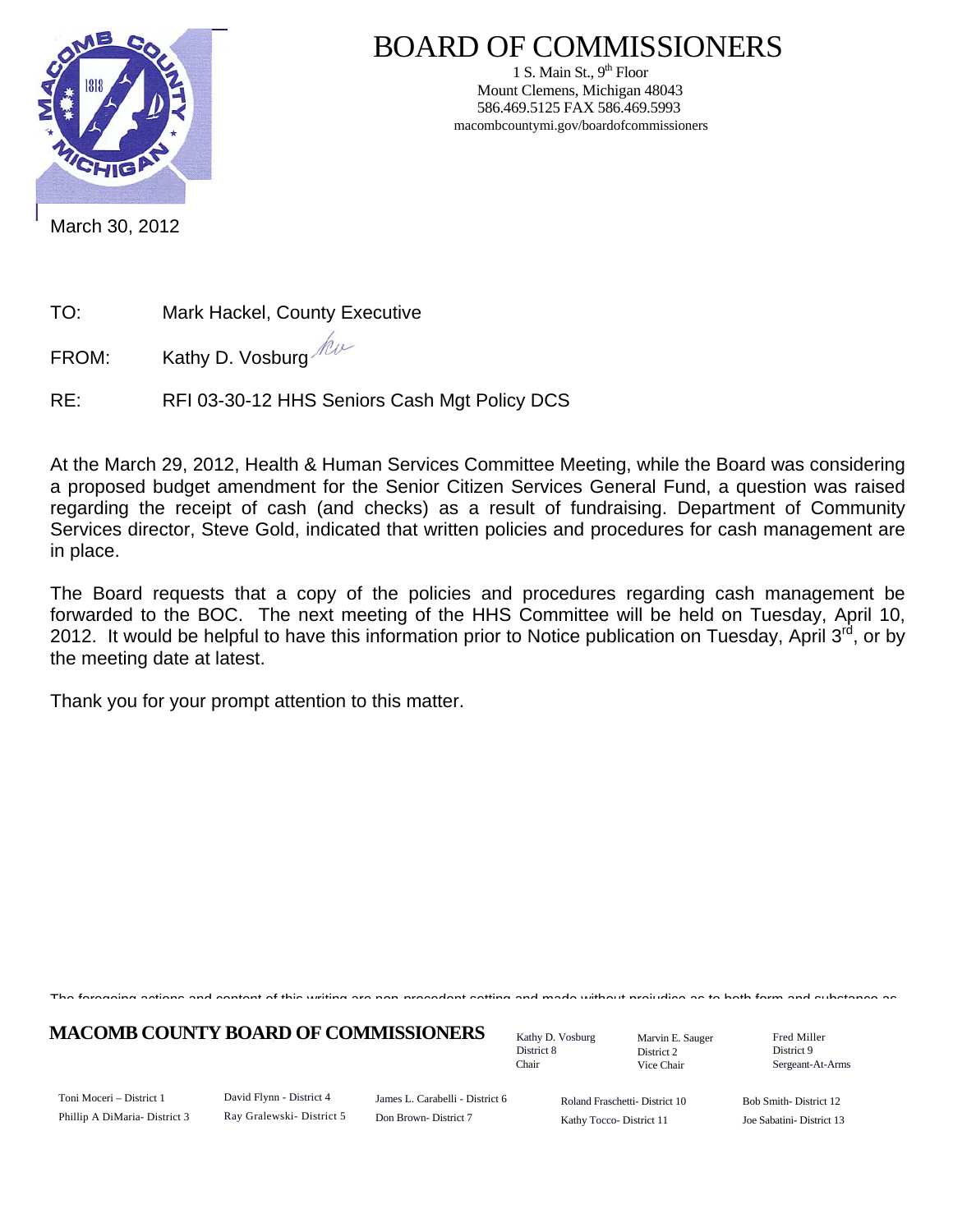# BOARD OF COMMISSIONERS

1 S. Main St., 9th Floor
Mount Clemens, Michigan 48043
586.469.5125 FAX 586.469.5993
macombcountymi.gov/boardofcommissioners

March 30, 2012

TO: Mark Hackel, County Executive

FROM: Kathy D. Vosburg

RE: RFI 03-30-12 HHS Seniors Cash Mgt Policy DCS

At the March 29, 2012, Health & Human Services Committee Meeting, while the Board was considering a proposed budget amendment for the Senior Citizen Services General Fund, a question was raised regarding the receipt of cash (and checks) as a result of fundraising. Department of Community Services director, Steve Gold, indicated that written policies and procedures for cash management are in place.

The Board requests that a copy of the policies and procedures regarding cash management be forwarded to the BOC. The next meeting of the HHS Committee will be held on Tuesday, April 10, 2012. It would be helpful to have this information prior to Notice publication on Tuesday, April 3rd, or by the meeting date at latest.

Thank you for your prompt attention to this matter.

The foregoing actions and content of this writing are non-precedent setting and made without prejudice as to both form and substance as

**MACOMB COUNTY BOARD OF COMMISSIONERS**

| | | |
|---|---|---|
| Kathy D. Vosburg<br>District 8<br>Chair | Marvin E. Sauger<br>District 2<br>Vice Chair | Fred Miller<br>District 9<br>Sergeant-At-Arms |

| | | | | |
|---|---|---|---|---|
| Toni Moceri – District 1 | David Flynn - District 4 | James L. Carabelli - District 6 | Roland Fraschetti- District 10 | Bob Smith- District 12 |
| Phillip A DiMaria- District 3 | Ray Gralewski- District 5 | Don Brown- District 7 | Kathy Tocco- District 11 | Joe Sabatini- District 13 |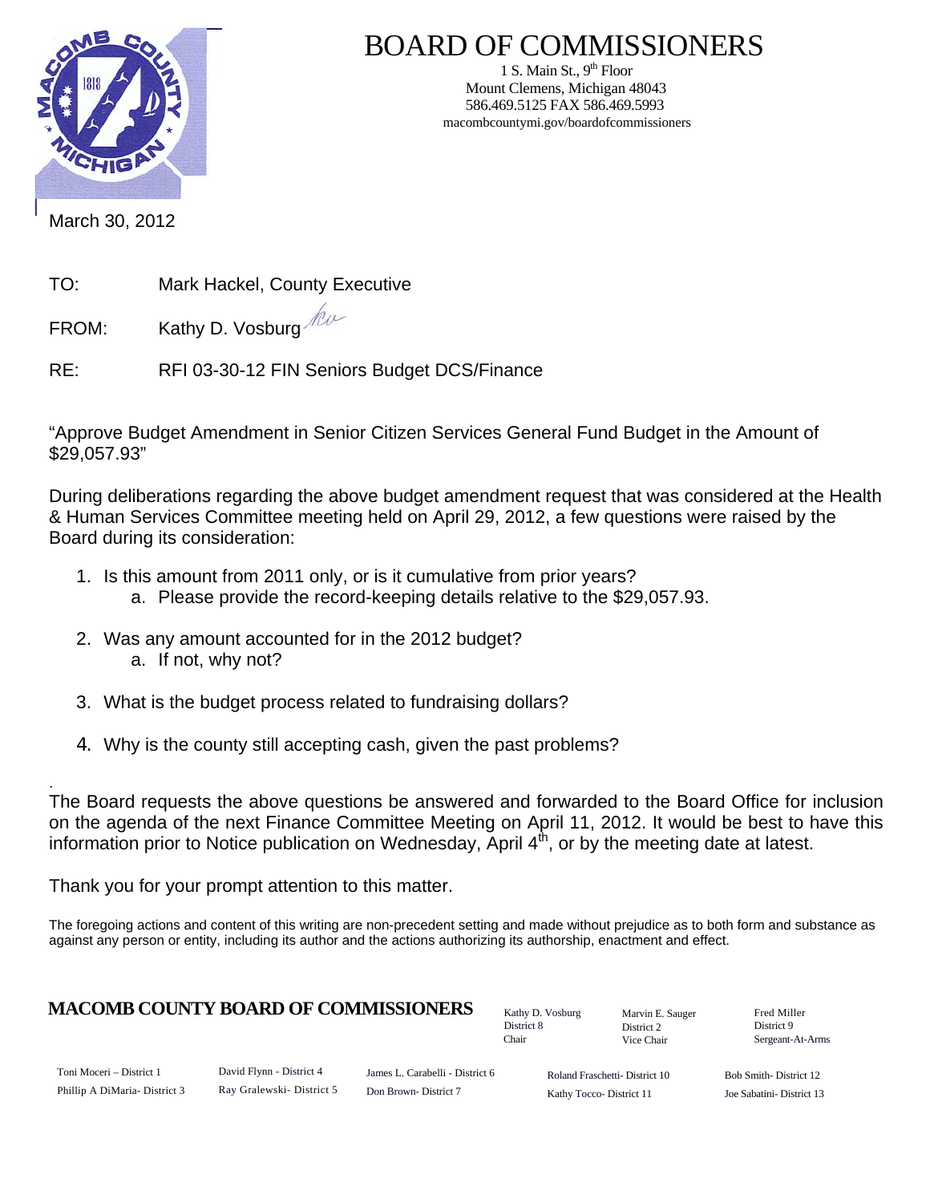# BOARD OF COMMISSIONERS

1 S. Main St., 9th Floor
Mount Clemens, Michigan 48043
586.469.5125 FAX 586.469.5993
macombcountymi.gov/boardofcommissioners

March 30, 2012

TO: Mark Hackel, County Executive

FROM: Kathy D. Vosburg

RE: RFI 03-30-12 FIN Seniors Budget DCS/Finance

"Approve Budget Amendment in Senior Citizen Services General Fund Budget in the Amount of $29,057.93"

During deliberations regarding the above budget amendment request that was considered at the Health & Human Services Committee meeting held on April 29, 2012, a few questions were raised by the Board during its consideration:

1. Is this amount from 2011 only, or is it cumulative from prior years?
   a. Please provide the record-keeping details relative to the $29,057.93.
2. Was any amount accounted for in the 2012 budget?
   a. If not, why not?
3. What is the budget process related to fundraising dollars?
4. Why is the county still accepting cash, given the past problems?

The Board requests the above questions be answered and forwarded to the Board Office for inclusion on the agenda of the next Finance Committee Meeting on April 11, 2012. It would be best to have this information prior to Notice publication on Wednesday, April 4th, or by the meeting date at latest.

Thank you for your prompt attention to this matter.

The foregoing actions and content of this writing are non-precedent setting and made without prejudice as to both form and substance as against any person or entity, including its author and the actions authorizing its authorship, enactment and effect.

**MACOMB COUNTY BOARD OF COMMISSIONERS**

Kathy D. Vosburg, District 8, Chair
Marvin E. Sauger, District 2, Vice Chair
Fred Miller, District 9, Sergeant-At-Arms

Toni Moceri – District 1
Phillip A DiMaria- District 3
David Flynn - District 4
Ray Gralewski- District 5
James L. Carabelli - District 6
Don Brown- District 7
Roland Fraschetti- District 10
Kathy Tocco- District 11
Bob Smith- District 12
Joe Sabatini- District 13